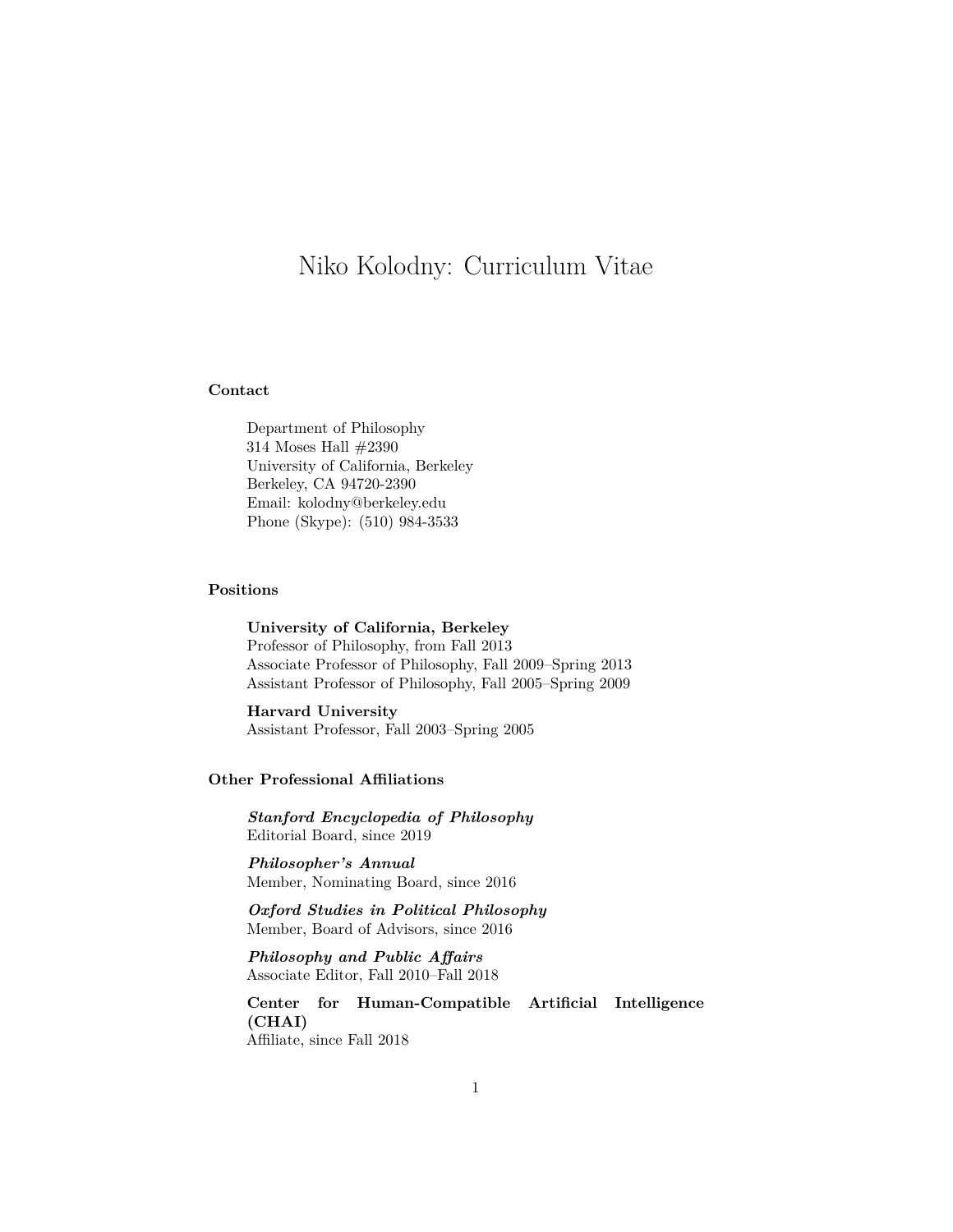# Niko Kolodny: Curriculum Vitae

## Contact

Department of Philosophy
314 Moses Hall #2390
University of California, Berkeley
Berkeley, CA 94720-2390
Email: kolodny@berkeley.edu
Phone (Skype): (510) 984-3533

## Positions

**University of California, Berkeley**
Professor of Philosophy, from Fall 2013
Associate Professor of Philosophy, Fall 2009–Spring 2013
Assistant Professor of Philosophy, Fall 2005–Spring 2009

**Harvard University**
Assistant Professor, Fall 2003–Spring 2005

## Other Professional Affiliations

***Stanford Encyclopedia of Philosophy***
Editorial Board, since 2019

***Philosopher's Annual***
Member, Nominating Board, since 2016

***Oxford Studies in Political Philosophy***
Member, Board of Advisors, since 2016

***Philosophy and Public Affairs***
Associate Editor, Fall 2010–Fall 2018

**Center for Human-Compatible Artificial Intelligence (CHAI)**
Affiliate, since Fall 2018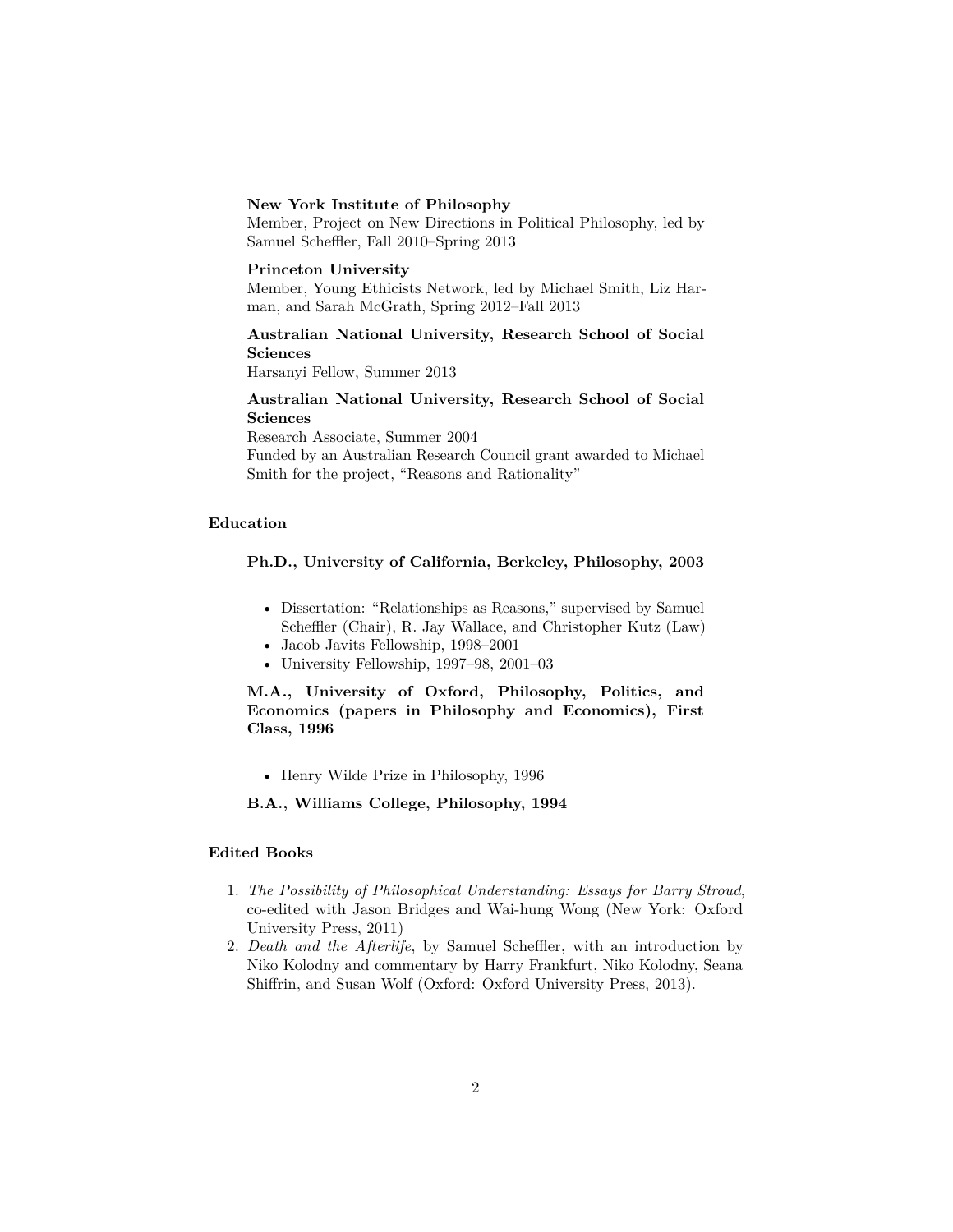**New York Institute of Philosophy**
Member, Project on New Directions in Political Philosophy, led by Samuel Scheffler, Fall 2010–Spring 2013

**Princeton University**
Member, Young Ethicists Network, led by Michael Smith, Liz Harman, and Sarah McGrath, Spring 2012–Fall 2013

**Australian National University, Research School of Social Sciences**
Harsanyi Fellow, Summer 2013

**Australian National University, Research School of Social Sciences**
Research Associate, Summer 2004
Funded by an Australian Research Council grant awarded to Michael Smith for the project, "Reasons and Rationality"

## Education

**Ph.D., University of California, Berkeley, Philosophy, 2003**

- Dissertation: "Relationships as Reasons," supervised by Samuel Scheffler (Chair), R. Jay Wallace, and Christopher Kutz (Law)
- Jacob Javits Fellowship, 1998–2001
- University Fellowship, 1997–98, 2001–03

**M.A., University of Oxford, Philosophy, Politics, and Economics (papers in Philosophy and Economics), First Class, 1996**

- Henry Wilde Prize in Philosophy, 1996

**B.A., Williams College, Philosophy, 1994**

## Edited Books

1. *The Possibility of Philosophical Understanding: Essays for Barry Stroud*, co-edited with Jason Bridges and Wai-hung Wong (New York: Oxford University Press, 2011)
2. *Death and the Afterlife*, by Samuel Scheffler, with an introduction by Niko Kolodny and commentary by Harry Frankfurt, Niko Kolodny, Seana Shiffrin, and Susan Wolf (Oxford: Oxford University Press, 2013).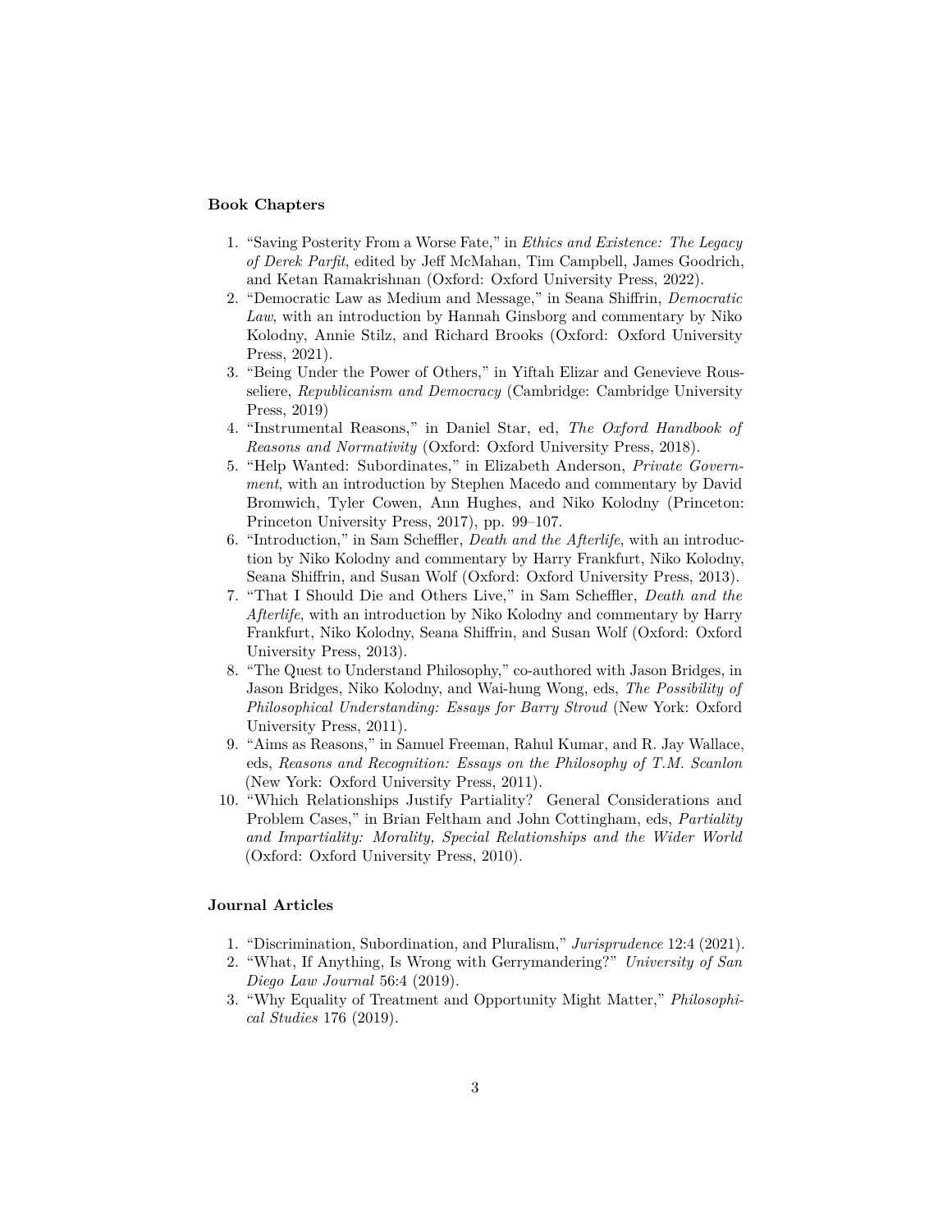### Book Chapters

1. "Saving Posterity From a Worse Fate," in *Ethics and Existence: The Legacy of Derek Parfit*, edited by Jeff McMahan, Tim Campbell, James Goodrich, and Ketan Ramakrishnan (Oxford: Oxford University Press, 2022).
2. "Democratic Law as Medium and Message," in Seana Shiffrin, *Democratic Law*, with an introduction by Hannah Ginsborg and commentary by Niko Kolodny, Annie Stilz, and Richard Brooks (Oxford: Oxford University Press, 2021).
3. "Being Under the Power of Others," in Yiftah Elizar and Genevieve Rousseliere, *Republicanism and Democracy* (Cambridge: Cambridge University Press, 2019)
4. "Instrumental Reasons," in Daniel Star, ed, *The Oxford Handbook of Reasons and Normativity* (Oxford: Oxford University Press, 2018).
5. "Help Wanted: Subordinates," in Elizabeth Anderson, *Private Government*, with an introduction by Stephen Macedo and commentary by David Bromwich, Tyler Cowen, Ann Hughes, and Niko Kolodny (Princeton: Princeton University Press, 2017), pp. 99–107.
6. "Introduction," in Sam Scheffler, *Death and the Afterlife*, with an introduction by Niko Kolodny and commentary by Harry Frankfurt, Niko Kolodny, Seana Shiffrin, and Susan Wolf (Oxford: Oxford University Press, 2013).
7. "That I Should Die and Others Live," in Sam Scheffler, *Death and the Afterlife*, with an introduction by Niko Kolodny and commentary by Harry Frankfurt, Niko Kolodny, Seana Shiffrin, and Susan Wolf (Oxford: Oxford University Press, 2013).
8. "The Quest to Understand Philosophy," co-authored with Jason Bridges, in Jason Bridges, Niko Kolodny, and Wai-hung Wong, eds, *The Possibility of Philosophical Understanding: Essays for Barry Stroud* (New York: Oxford University Press, 2011).
9. "Aims as Reasons," in Samuel Freeman, Rahul Kumar, and R. Jay Wallace, eds, *Reasons and Recognition: Essays on the Philosophy of T.M. Scanlon* (New York: Oxford University Press, 2011).
10. "Which Relationships Justify Partiality? General Considerations and Problem Cases," in Brian Feltham and John Cottingham, eds, *Partiality and Impartiality: Morality, Special Relationships and the Wider World* (Oxford: Oxford University Press, 2010).

### Journal Articles

1. "Discrimination, Subordination, and Pluralism," *Jurisprudence* 12:4 (2021).
2. "What, If Anything, Is Wrong with Gerrymandering?" *University of San Diego Law Journal* 56:4 (2019).
3. "Why Equality of Treatment and Opportunity Might Matter," *Philosophical Studies* 176 (2019).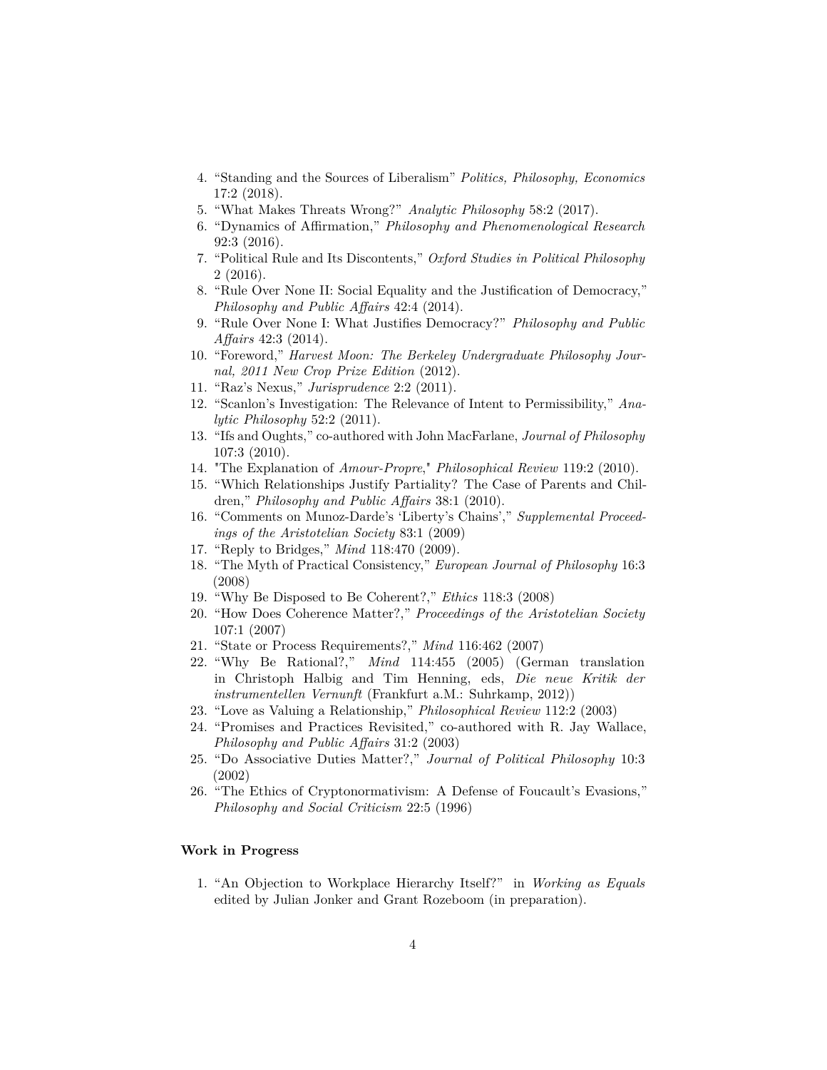4. "Standing and the Sources of Liberalism" *Politics, Philosophy, Economics* 17:2 (2018).
5. "What Makes Threats Wrong?" *Analytic Philosophy* 58:2 (2017).
6. "Dynamics of Affirmation," *Philosophy and Phenomenological Research* 92:3 (2016).
7. "Political Rule and Its Discontents," *Oxford Studies in Political Philosophy* 2 (2016).
8. "Rule Over None II: Social Equality and the Justification of Democracy," *Philosophy and Public Affairs* 42:4 (2014).
9. "Rule Over None I: What Justifies Democracy?" *Philosophy and Public Affairs* 42:3 (2014).
10. "Foreword," *Harvest Moon: The Berkeley Undergraduate Philosophy Journal, 2011 New Crop Prize Edition* (2012).
11. "Raz's Nexus," *Jurisprudence* 2:2 (2011).
12. "Scanlon's Investigation: The Relevance of Intent to Permissibility," *Analytic Philosophy* 52:2 (2011).
13. "Ifs and Oughts," co-authored with John MacFarlane, *Journal of Philosophy* 107:3 (2010).
14. "The Explanation of *Amour-Propre*," *Philosophical Review* 119:2 (2010).
15. "Which Relationships Justify Partiality? The Case of Parents and Children," *Philosophy and Public Affairs* 38:1 (2010).
16. "Comments on Munoz-Darde's 'Liberty's Chains'," *Supplemental Proceedings of the Aristotelian Society* 83:1 (2009)
17. "Reply to Bridges," *Mind* 118:470 (2009).
18. "The Myth of Practical Consistency," *European Journal of Philosophy* 16:3 (2008)
19. "Why Be Disposed to Be Coherent?," *Ethics* 118:3 (2008)
20. "How Does Coherence Matter?," *Proceedings of the Aristotelian Society* 107:1 (2007)
21. "State or Process Requirements?," *Mind* 116:462 (2007)
22. "Why Be Rational?," *Mind* 114:455 (2005) (German translation in Christoph Halbig and Tim Henning, eds, *Die neue Kritik der instrumentellen Vernunft* (Frankfurt a.M.: Suhrkamp, 2012))
23. "Love as Valuing a Relationship," *Philosophical Review* 112:2 (2003)
24. "Promises and Practices Revisited," co-authored with R. Jay Wallace, *Philosophy and Public Affairs* 31:2 (2003)
25. "Do Associative Duties Matter?," *Journal of Political Philosophy* 10:3 (2002)
26. "The Ethics of Cryptonormativism: A Defense of Foucault's Evasions," *Philosophy and Social Criticism* 22:5 (1996)

### Work in Progress

1. "An Objection to Workplace Hierarchy Itself?" in *Working as Equals* edited by Julian Jonker and Grant Rozeboom (in preparation).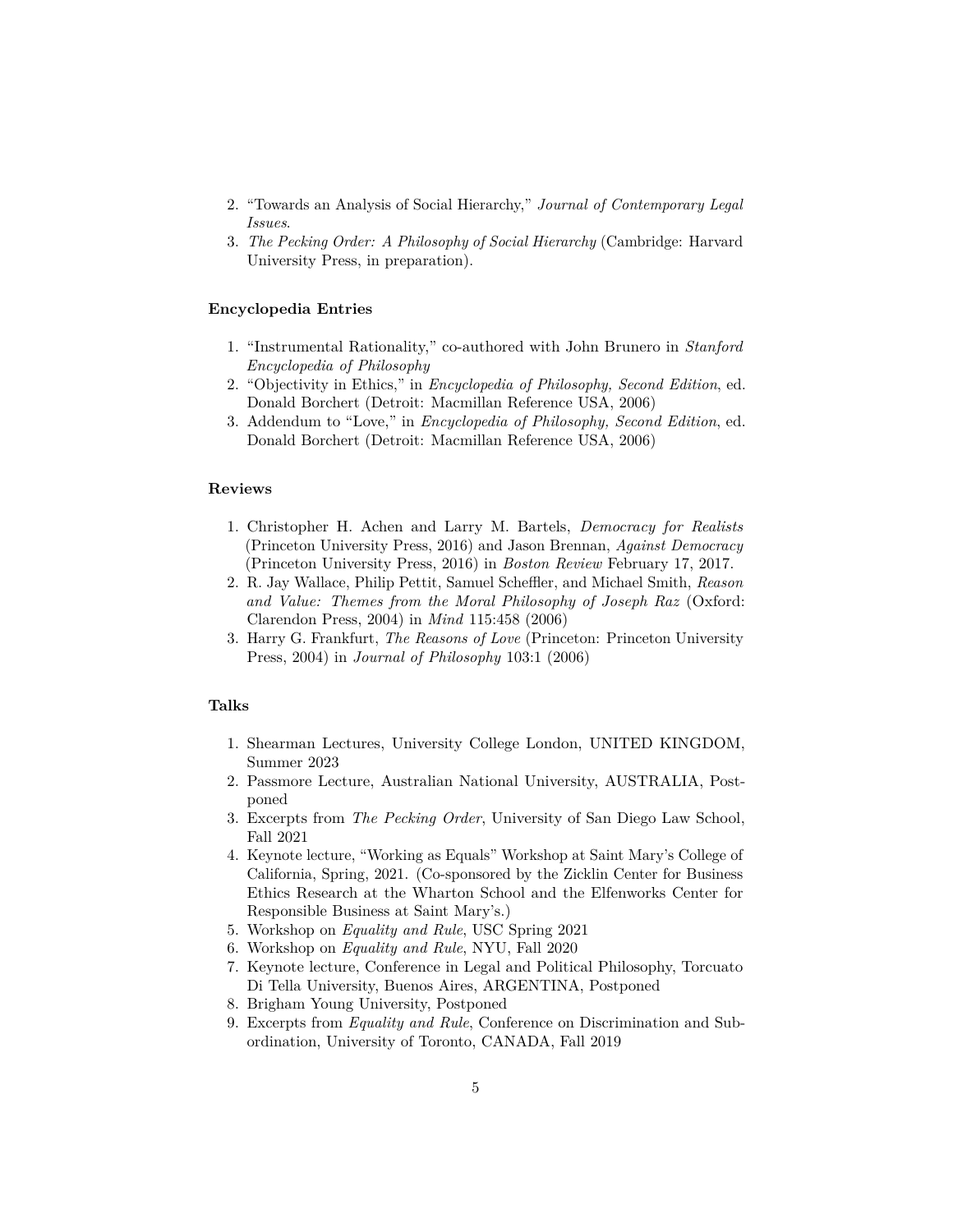2. "Towards an Analysis of Social Hierarchy," *Journal of Contemporary Legal Issues*.
3. *The Pecking Order: A Philosophy of Social Hierarchy* (Cambridge: Harvard University Press, in preparation).

**Encyclopedia Entries**

1. "Instrumental Rationality," co-authored with John Brunero in *Stanford Encyclopedia of Philosophy*
2. "Objectivity in Ethics," in *Encyclopedia of Philosophy, Second Edition*, ed. Donald Borchert (Detroit: Macmillan Reference USA, 2006)
3. Addendum to "Love," in *Encyclopedia of Philosophy, Second Edition*, ed. Donald Borchert (Detroit: Macmillan Reference USA, 2006)

**Reviews**

1. Christopher H. Achen and Larry M. Bartels, *Democracy for Realists* (Princeton University Press, 2016) and Jason Brennan, *Against Democracy* (Princeton University Press, 2016) in *Boston Review* February 17, 2017.
2. R. Jay Wallace, Philip Pettit, Samuel Scheffler, and Michael Smith, *Reason and Value: Themes from the Moral Philosophy of Joseph Raz* (Oxford: Clarendon Press, 2004) in *Mind* 115:458 (2006)
3. Harry G. Frankfurt, *The Reasons of Love* (Princeton: Princeton University Press, 2004) in *Journal of Philosophy* 103:1 (2006)

**Talks**

1. Shearman Lectures, University College London, UNITED KINGDOM, Summer 2023
2. Passmore Lecture, Australian National University, AUSTRALIA, Postponed
3. Excerpts from *The Pecking Order*, University of San Diego Law School, Fall 2021
4. Keynote lecture, "Working as Equals" Workshop at Saint Mary's College of California, Spring, 2021. (Co-sponsored by the Zicklin Center for Business Ethics Research at the Wharton School and the Elfenworks Center for Responsible Business at Saint Mary's.)
5. Workshop on *Equality and Rule*, USC Spring 2021
6. Workshop on *Equality and Rule*, NYU, Fall 2020
7. Keynote lecture, Conference in Legal and Political Philosophy, Torcuato Di Tella University, Buenos Aires, ARGENTINA, Postponed
8. Brigham Young University, Postponed
9. Excerpts from *Equality and Rule*, Conference on Discrimination and Subordination, University of Toronto, CANADA, Fall 2019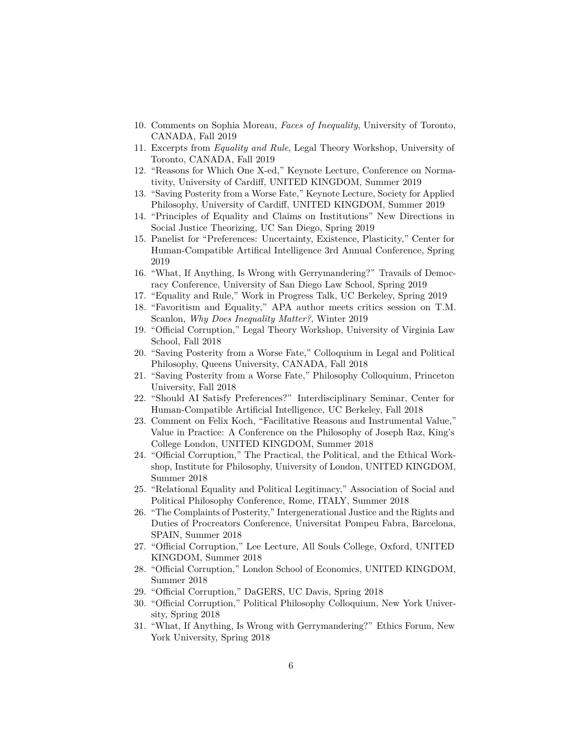10. Comments on Sophia Moreau, *Faces of Inequality*, University of Toronto, CANADA, Fall 2019
11. Excerpts from *Equality and Rule*, Legal Theory Workshop, University of Toronto, CANADA, Fall 2019
12. "Reasons for Which One X-ed," Keynote Lecture, Conference on Normativity, University of Cardiff, UNITED KINGDOM, Summer 2019
13. "Saving Posterity from a Worse Fate," Keynote Lecture, Society for Applied Philosophy, University of Cardiff, UNITED KINGDOM, Summer 2019
14. "Principles of Equality and Claims on Institutions" New Directions in Social Justice Theorizing, UC San Diego, Spring 2019
15. Panelist for "Preferences: Uncertainty, Existence, Plasticity," Center for Human-Compatible Artifical Intelligence 3rd Annual Conference, Spring 2019
16. "What, If Anything, Is Wrong with Gerrymandering?" Travails of Democracy Conference, University of San Diego Law School, Spring 2019
17. "Equality and Rule," Work in Progress Talk, UC Berkeley, Spring 2019
18. "Favoritism and Equality," APA author meets critics session on T.M. Scanlon, *Why Does Inequality Matter?*, Winter 2019
19. "Official Corruption," Legal Theory Workshop, University of Virginia Law School, Fall 2018
20. "Saving Posterity from a Worse Fate," Colloquium in Legal and Political Philosophy, Queens University, CANADA, Fall 2018
21. "Saving Posterity from a Worse Fate," Philosophy Colloquium, Princeton University, Fall 2018
22. "Should AI Satisfy Preferences?" Interdisciplinary Seminar, Center for Human-Compatible Artificial Intelligence, UC Berkeley, Fall 2018
23. Comment on Felix Koch, "Facilitative Reasons and Instrumental Value," Value in Practice: A Conference on the Philosophy of Joseph Raz, King's College London, UNITED KINGDOM, Summer 2018
24. "Official Corruption," The Practical, the Political, and the Ethical Workshop, Institute for Philosophy, University of London, UNITED KINGDOM, Summer 2018
25. "Relational Equality and Political Legitimacy," Association of Social and Political Philosophy Conference, Rome, ITALY, Summer 2018
26. "The Complaints of Posterity," Intergenerational Justice and the Rights and Duties of Procreators Conference, Universitat Pompeu Fabra, Barcelona, SPAIN, Summer 2018
27. "Official Corruption," Lee Lecture, All Souls College, Oxford, UNITED KINGDOM, Summer 2018
28. "Official Corruption," London School of Economics, UNITED KINGDOM, Summer 2018
29. "Official Corruption," DaGERS, UC Davis, Spring 2018
30. "Official Corruption," Political Philosophy Colloquium, New York University, Spring 2018
31. "What, If Anything, Is Wrong with Gerrymandering?" Ethics Forum, New York University, Spring 2018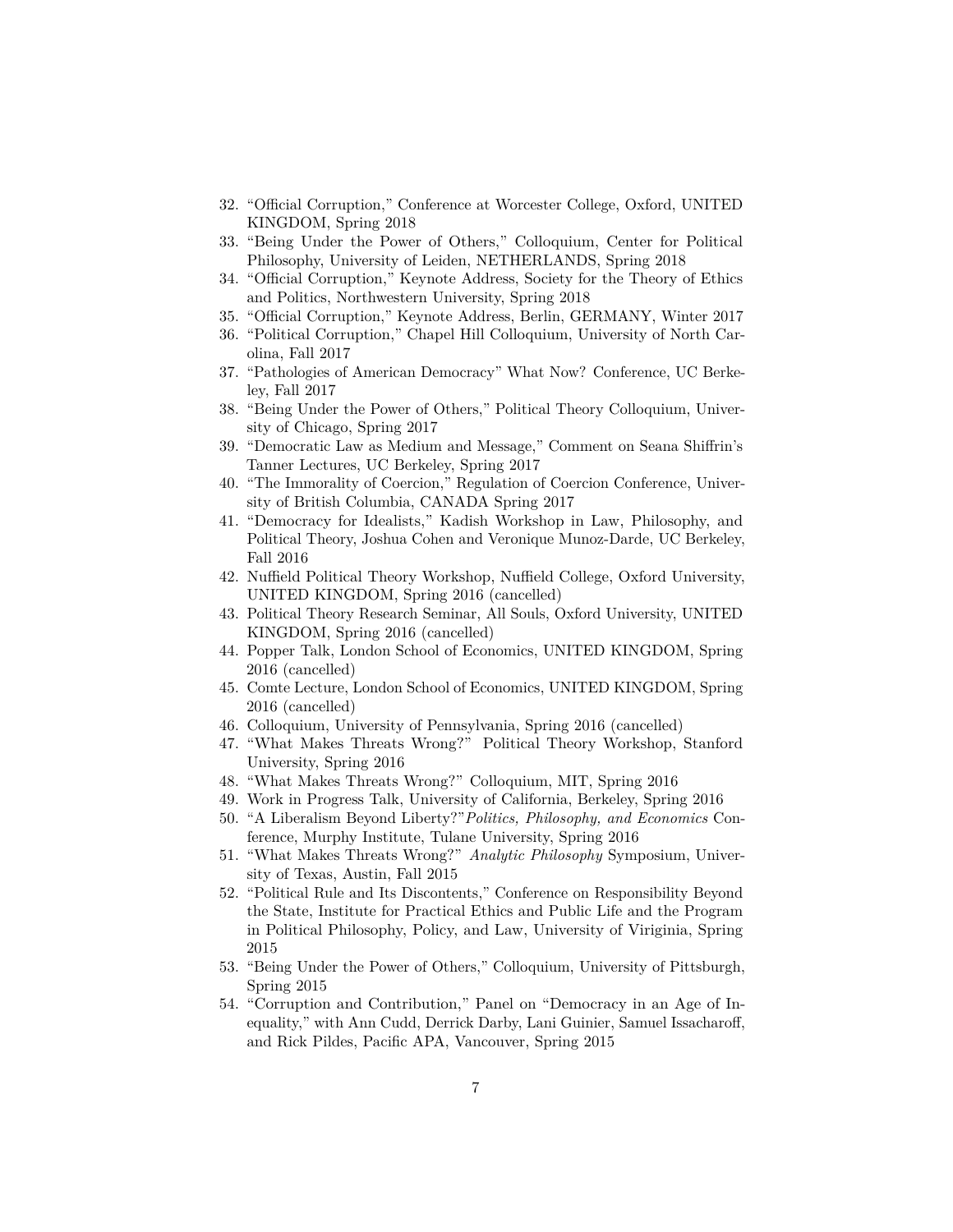32. "Official Corruption," Conference at Worcester College, Oxford, UNITED KINGDOM, Spring 2018
33. "Being Under the Power of Others," Colloquium, Center for Political Philosophy, University of Leiden, NETHERLANDS, Spring 2018
34. "Official Corruption," Keynote Address, Society for the Theory of Ethics and Politics, Northwestern University, Spring 2018
35. "Official Corruption," Keynote Address, Berlin, GERMANY, Winter 2017
36. "Political Corruption," Chapel Hill Colloquium, University of North Carolina, Fall 2017
37. "Pathologies of American Democracy" What Now? Conference, UC Berkeley, Fall 2017
38. "Being Under the Power of Others," Political Theory Colloquium, University of Chicago, Spring 2017
39. "Democratic Law as Medium and Message," Comment on Seana Shiffrin's Tanner Lectures, UC Berkeley, Spring 2017
40. "The Immorality of Coercion," Regulation of Coercion Conference, University of British Columbia, CANADA Spring 2017
41. "Democracy for Idealists," Kadish Workshop in Law, Philosophy, and Political Theory, Joshua Cohen and Veronique Munoz-Darde, UC Berkeley, Fall 2016
42. Nuffield Political Theory Workshop, Nuffield College, Oxford University, UNITED KINGDOM, Spring 2016 (cancelled)
43. Political Theory Research Seminar, All Souls, Oxford University, UNITED KINGDOM, Spring 2016 (cancelled)
44. Popper Talk, London School of Economics, UNITED KINGDOM, Spring 2016 (cancelled)
45. Comte Lecture, London School of Economics, UNITED KINGDOM, Spring 2016 (cancelled)
46. Colloquium, University of Pennsylvania, Spring 2016 (cancelled)
47. "What Makes Threats Wrong?" Political Theory Workshop, Stanford University, Spring 2016
48. "What Makes Threats Wrong?" Colloquium, MIT, Spring 2016
49. Work in Progress Talk, University of California, Berkeley, Spring 2016
50. "A Liberalism Beyond Liberty?"*Politics, Philosophy, and Economics* Conference, Murphy Institute, Tulane University, Spring 2016
51. "What Makes Threats Wrong?" *Analytic Philosophy* Symposium, University of Texas, Austin, Fall 2015
52. "Political Rule and Its Discontents," Conference on Responsibility Beyond the State, Institute for Practical Ethics and Public Life and the Program in Political Philosophy, Policy, and Law, University of Viriginia, Spring 2015
53. "Being Under the Power of Others," Colloquium, University of Pittsburgh, Spring 2015
54. "Corruption and Contribution," Panel on "Democracy in an Age of Inequality," with Ann Cudd, Derrick Darby, Lani Guinier, Samuel Issacharoff, and Rick Pildes, Pacific APA, Vancouver, Spring 2015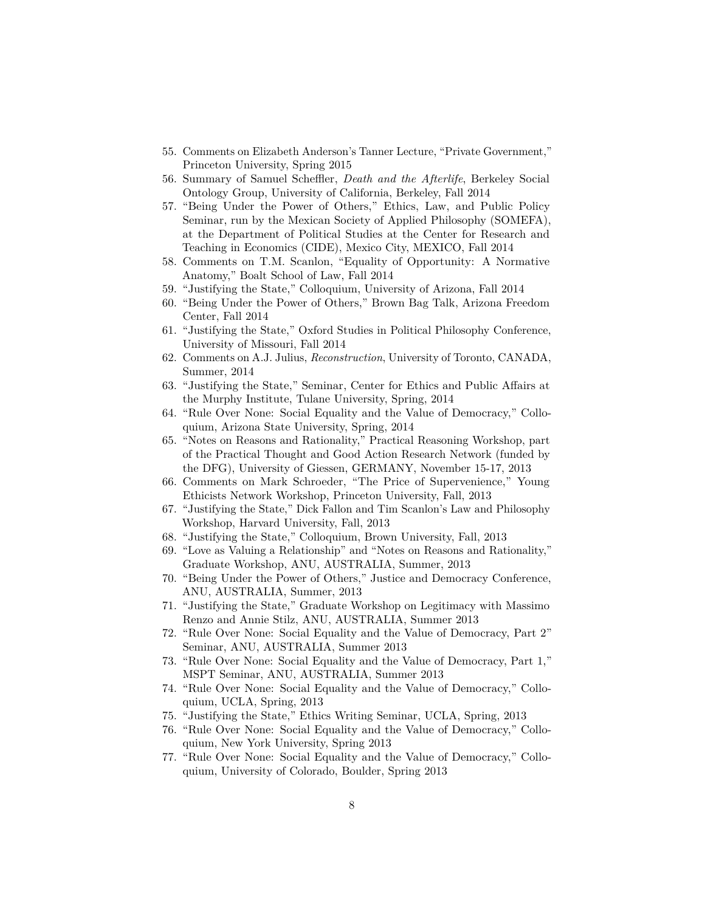55. Comments on Elizabeth Anderson's Tanner Lecture, "Private Government," Princeton University, Spring 2015
56. Summary of Samuel Scheffler, *Death and the Afterlife*, Berkeley Social Ontology Group, University of California, Berkeley, Fall 2014
57. "Being Under the Power of Others," Ethics, Law, and Public Policy Seminar, run by the Mexican Society of Applied Philosophy (SOMEFA), at the Department of Political Studies at the Center for Research and Teaching in Economics (CIDE), Mexico City, MEXICO, Fall 2014
58. Comments on T.M. Scanlon, "Equality of Opportunity: A Normative Anatomy," Boalt School of Law, Fall 2014
59. "Justifying the State," Colloquium, University of Arizona, Fall 2014
60. "Being Under the Power of Others," Brown Bag Talk, Arizona Freedom Center, Fall 2014
61. "Justifying the State," Oxford Studies in Political Philosophy Conference, University of Missouri, Fall 2014
62. Comments on A.J. Julius, *Reconstruction*, University of Toronto, CANADA, Summer, 2014
63. "Justifying the State," Seminar, Center for Ethics and Public Affairs at the Murphy Institute, Tulane University, Spring, 2014
64. "Rule Over None: Social Equality and the Value of Democracy," Colloquium, Arizona State University, Spring, 2014
65. "Notes on Reasons and Rationality," Practical Reasoning Workshop, part of the Practical Thought and Good Action Research Network (funded by the DFG), University of Giessen, GERMANY, November 15-17, 2013
66. Comments on Mark Schroeder, "The Price of Supervenience," Young Ethicists Network Workshop, Princeton University, Fall, 2013
67. "Justifying the State," Dick Fallon and Tim Scanlon's Law and Philosophy Workshop, Harvard University, Fall, 2013
68. "Justifying the State," Colloquium, Brown University, Fall, 2013
69. "Love as Valuing a Relationship" and "Notes on Reasons and Rationality," Graduate Workshop, ANU, AUSTRALIA, Summer, 2013
70. "Being Under the Power of Others," Justice and Democracy Conference, ANU, AUSTRALIA, Summer, 2013
71. "Justifying the State," Graduate Workshop on Legitimacy with Massimo Renzo and Annie Stilz, ANU, AUSTRALIA, Summer 2013
72. "Rule Over None: Social Equality and the Value of Democracy, Part 2" Seminar, ANU, AUSTRALIA, Summer 2013
73. "Rule Over None: Social Equality and the Value of Democracy, Part 1," MSPT Seminar, ANU, AUSTRALIA, Summer 2013
74. "Rule Over None: Social Equality and the Value of Democracy," Colloquium, UCLA, Spring, 2013
75. "Justifying the State," Ethics Writing Seminar, UCLA, Spring, 2013
76. "Rule Over None: Social Equality and the Value of Democracy," Colloquium, New York University, Spring 2013
77. "Rule Over None: Social Equality and the Value of Democracy," Colloquium, University of Colorado, Boulder, Spring 2013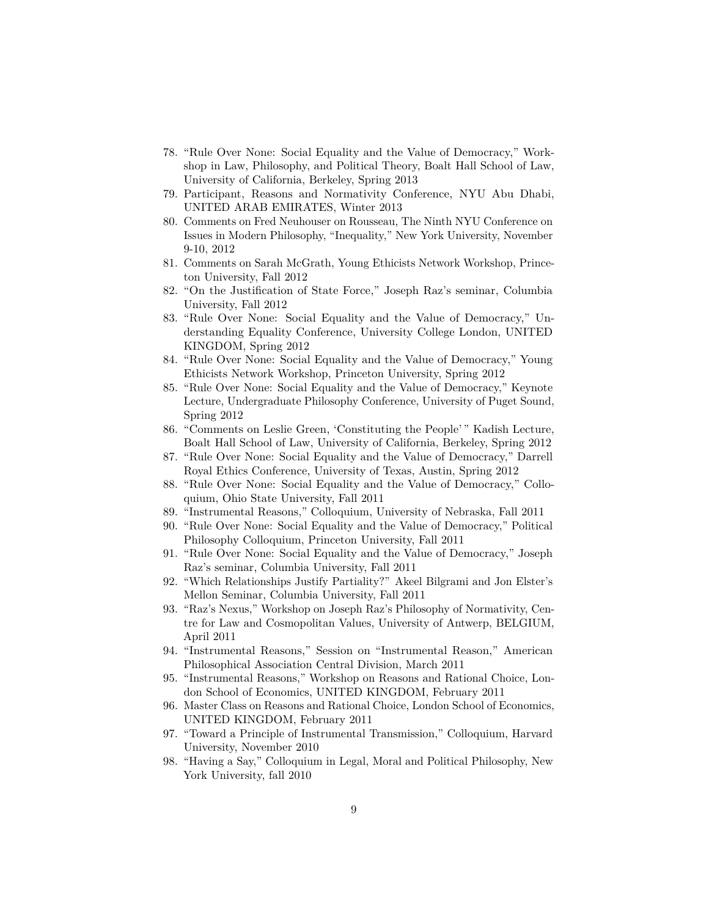78. "Rule Over None: Social Equality and the Value of Democracy," Workshop in Law, Philosophy, and Political Theory, Boalt Hall School of Law, University of California, Berkeley, Spring 2013
79. Participant, Reasons and Normativity Conference, NYU Abu Dhabi, UNITED ARAB EMIRATES, Winter 2013
80. Comments on Fred Neuhouser on Rousseau, The Ninth NYU Conference on Issues in Modern Philosophy, "Inequality," New York University, November 9-10, 2012
81. Comments on Sarah McGrath, Young Ethicists Network Workshop, Princeton University, Fall 2012
82. "On the Justification of State Force," Joseph Raz's seminar, Columbia University, Fall 2012
83. "Rule Over None: Social Equality and the Value of Democracy," Understanding Equality Conference, University College London, UNITED KINGDOM, Spring 2012
84. "Rule Over None: Social Equality and the Value of Democracy," Young Ethicists Network Workshop, Princeton University, Spring 2012
85. "Rule Over None: Social Equality and the Value of Democracy," Keynote Lecture, Undergraduate Philosophy Conference, University of Puget Sound, Spring 2012
86. "Comments on Leslie Green, 'Constituting the People'" Kadish Lecture, Boalt Hall School of Law, University of California, Berkeley, Spring 2012
87. "Rule Over None: Social Equality and the Value of Democracy," Darrell Royal Ethics Conference, University of Texas, Austin, Spring 2012
88. "Rule Over None: Social Equality and the Value of Democracy," Colloquium, Ohio State University, Fall 2011
89. "Instrumental Reasons," Colloquium, University of Nebraska, Fall 2011
90. "Rule Over None: Social Equality and the Value of Democracy," Political Philosophy Colloquium, Princeton University, Fall 2011
91. "Rule Over None: Social Equality and the Value of Democracy," Joseph Raz's seminar, Columbia University, Fall 2011
92. "Which Relationships Justify Partiality?" Akeel Bilgrami and Jon Elster's Mellon Seminar, Columbia University, Fall 2011
93. "Raz's Nexus," Workshop on Joseph Raz's Philosophy of Normativity, Centre for Law and Cosmopolitan Values, University of Antwerp, BELGIUM, April 2011
94. "Instrumental Reasons," Session on "Instrumental Reason," American Philosophical Association Central Division, March 2011
95. "Instrumental Reasons," Workshop on Reasons and Rational Choice, London School of Economics, UNITED KINGDOM, February 2011
96. Master Class on Reasons and Rational Choice, London School of Economics, UNITED KINGDOM, February 2011
97. "Toward a Principle of Instrumental Transmission," Colloquium, Harvard University, November 2010
98. "Having a Say," Colloquium in Legal, Moral and Political Philosophy, New York University, fall 2010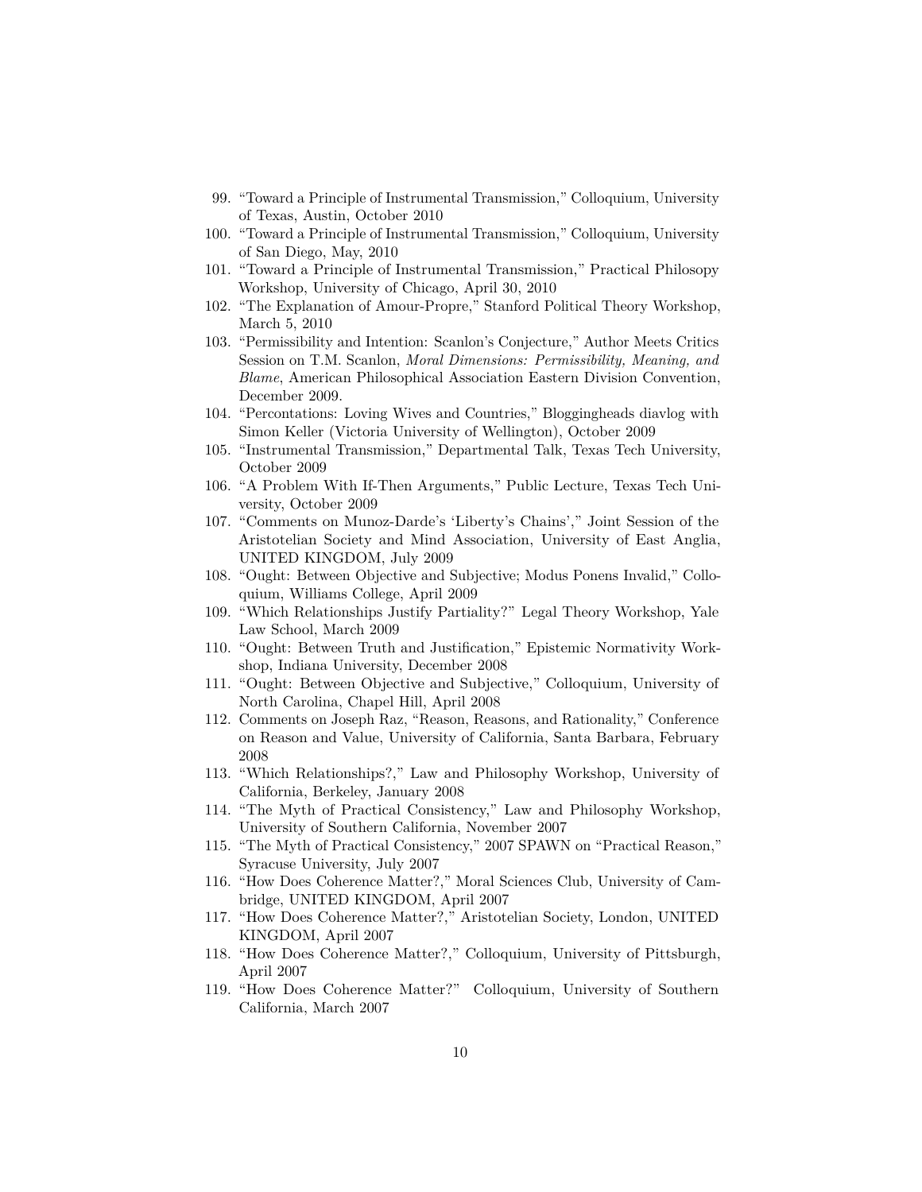99. "Toward a Principle of Instrumental Transmission," Colloquium, University of Texas, Austin, October 2010
100. "Toward a Principle of Instrumental Transmission," Colloquium, University of San Diego, May, 2010
101. "Toward a Principle of Instrumental Transmission," Practical Philosopy Workshop, University of Chicago, April 30, 2010
102. "The Explanation of Amour-Propre," Stanford Political Theory Workshop, March 5, 2010
103. "Permissibility and Intention: Scanlon's Conjecture," Author Meets Critics Session on T.M. Scanlon, *Moral Dimensions: Permissibility, Meaning, and Blame*, American Philosophical Association Eastern Division Convention, December 2009.
104. "Percontations: Loving Wives and Countries," Bloggingheads diavlog with Simon Keller (Victoria University of Wellington), October 2009
105. "Instrumental Transmission," Departmental Talk, Texas Tech University, October 2009
106. "A Problem With If-Then Arguments," Public Lecture, Texas Tech University, October 2009
107. "Comments on Munoz-Darde's 'Liberty's Chains'," Joint Session of the Aristotelian Society and Mind Association, University of East Anglia, UNITED KINGDOM, July 2009
108. "Ought: Between Objective and Subjective; Modus Ponens Invalid," Colloquium, Williams College, April 2009
109. "Which Relationships Justify Partiality?" Legal Theory Workshop, Yale Law School, March 2009
110. "Ought: Between Truth and Justification," Epistemic Normativity Workshop, Indiana University, December 2008
111. "Ought: Between Objective and Subjective," Colloquium, University of North Carolina, Chapel Hill, April 2008
112. Comments on Joseph Raz, "Reason, Reasons, and Rationality," Conference on Reason and Value, University of California, Santa Barbara, February 2008
113. "Which Relationships?," Law and Philosophy Workshop, University of California, Berkeley, January 2008
114. "The Myth of Practical Consistency," Law and Philosophy Workshop, University of Southern California, November 2007
115. "The Myth of Practical Consistency," 2007 SPAWN on "Practical Reason," Syracuse University, July 2007
116. "How Does Coherence Matter?," Moral Sciences Club, University of Cambridge, UNITED KINGDOM, April 2007
117. "How Does Coherence Matter?," Aristotelian Society, London, UNITED KINGDOM, April 2007
118. "How Does Coherence Matter?," Colloquium, University of Pittsburgh, April 2007
119. "How Does Coherence Matter?" Colloquium, University of Southern California, March 2007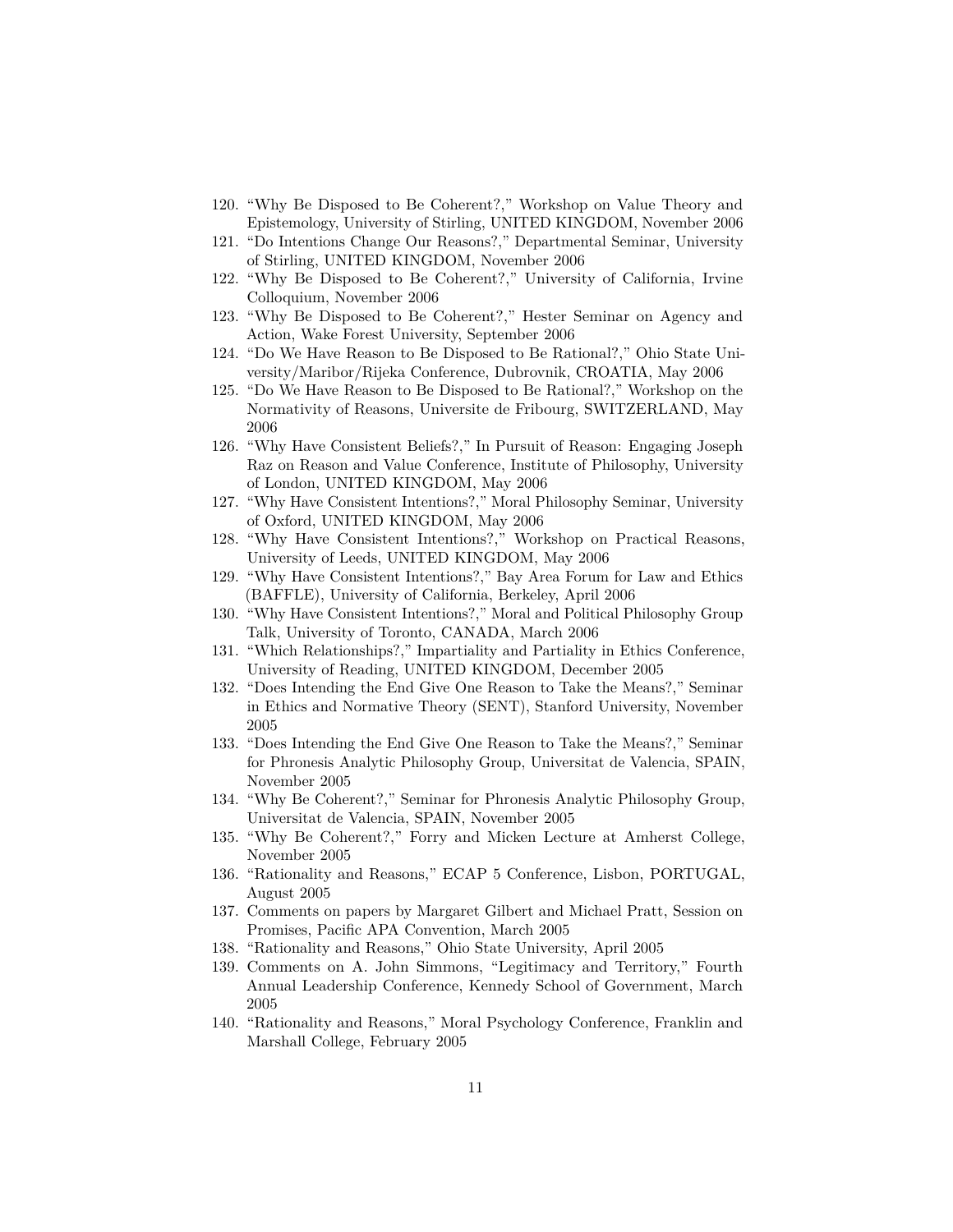120. "Why Be Disposed to Be Coherent?," Workshop on Value Theory and Epistemology, University of Stirling, UNITED KINGDOM, November 2006
121. "Do Intentions Change Our Reasons?," Departmental Seminar, University of Stirling, UNITED KINGDOM, November 2006
122. "Why Be Disposed to Be Coherent?," University of California, Irvine Colloquium, November 2006
123. "Why Be Disposed to Be Coherent?," Hester Seminar on Agency and Action, Wake Forest University, September 2006
124. "Do We Have Reason to Be Disposed to Be Rational?," Ohio State University/Maribor/Rijeka Conference, Dubrovnik, CROATIA, May 2006
125. "Do We Have Reason to Be Disposed to Be Rational?," Workshop on the Normativity of Reasons, Universite de Fribourg, SWITZERLAND, May 2006
126. "Why Have Consistent Beliefs?," In Pursuit of Reason: Engaging Joseph Raz on Reason and Value Conference, Institute of Philosophy, University of London, UNITED KINGDOM, May 2006
127. "Why Have Consistent Intentions?," Moral Philosophy Seminar, University of Oxford, UNITED KINGDOM, May 2006
128. "Why Have Consistent Intentions?," Workshop on Practical Reasons, University of Leeds, UNITED KINGDOM, May 2006
129. "Why Have Consistent Intentions?," Bay Area Forum for Law and Ethics (BAFFLE), University of California, Berkeley, April 2006
130. "Why Have Consistent Intentions?," Moral and Political Philosophy Group Talk, University of Toronto, CANADA, March 2006
131. "Which Relationships?," Impartiality and Partiality in Ethics Conference, University of Reading, UNITED KINGDOM, December 2005
132. "Does Intending the End Give One Reason to Take the Means?," Seminar in Ethics and Normative Theory (SENT), Stanford University, November 2005
133. "Does Intending the End Give One Reason to Take the Means?," Seminar for Phronesis Analytic Philosophy Group, Universitat de Valencia, SPAIN, November 2005
134. "Why Be Coherent?," Seminar for Phronesis Analytic Philosophy Group, Universitat de Valencia, SPAIN, November 2005
135. "Why Be Coherent?," Forry and Micken Lecture at Amherst College, November 2005
136. "Rationality and Reasons," ECAP 5 Conference, Lisbon, PORTUGAL, August 2005
137. Comments on papers by Margaret Gilbert and Michael Pratt, Session on Promises, Pacific APA Convention, March 2005
138. "Rationality and Reasons," Ohio State University, April 2005
139. Comments on A. John Simmons, "Legitimacy and Territory," Fourth Annual Leadership Conference, Kennedy School of Government, March 2005
140. "Rationality and Reasons," Moral Psychology Conference, Franklin and Marshall College, February 2005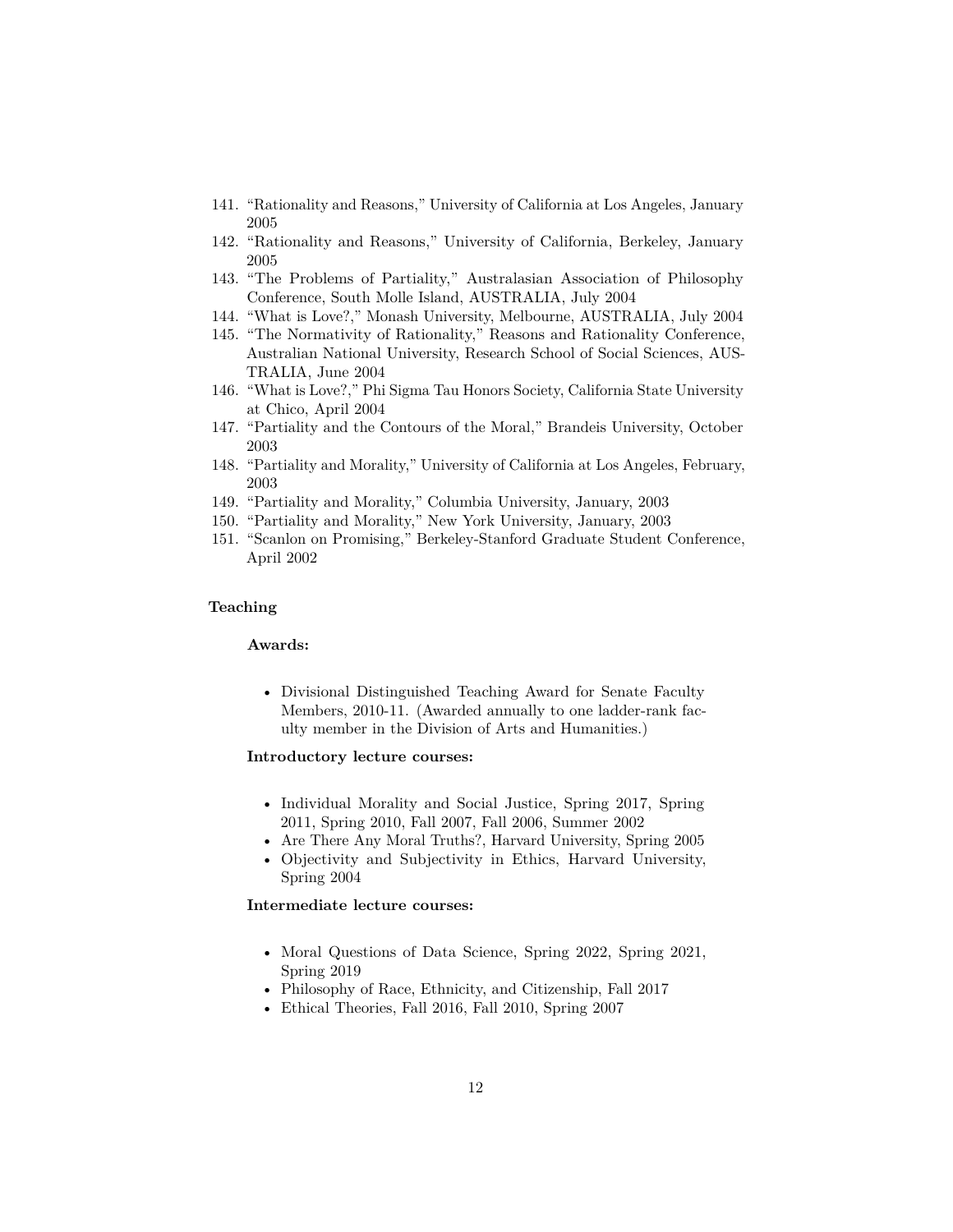141. "Rationality and Reasons," University of California at Los Angeles, January 2005
142. "Rationality and Reasons," University of California, Berkeley, January 2005
143. "The Problems of Partiality," Australasian Association of Philosophy Conference, South Molle Island, AUSTRALIA, July 2004
144. "What is Love?," Monash University, Melbourne, AUSTRALIA, July 2004
145. "The Normativity of Rationality," Reasons and Rationality Conference, Australian National University, Research School of Social Sciences, AUSTRALIA, June 2004
146. "What is Love?," Phi Sigma Tau Honors Society, California State University at Chico, April 2004
147. "Partiality and the Contours of the Moral," Brandeis University, October 2003
148. "Partiality and Morality," University of California at Los Angeles, February, 2003
149. "Partiality and Morality," Columbia University, January, 2003
150. "Partiality and Morality," New York University, January, 2003
151. "Scanlon on Promising," Berkeley-Stanford Graduate Student Conference, April 2002

## Teaching

### Awards:

- Divisional Distinguished Teaching Award for Senate Faculty Members, 2010-11. (Awarded annually to one ladder-rank faculty member in the Division of Arts and Humanities.)

### Introductory lecture courses:

- Individual Morality and Social Justice, Spring 2017, Spring 2011, Spring 2010, Fall 2007, Fall 2006, Summer 2002
- Are There Any Moral Truths?, Harvard University, Spring 2005
- Objectivity and Subjectivity in Ethics, Harvard University, Spring 2004

### Intermediate lecture courses:

- Moral Questions of Data Science, Spring 2022, Spring 2021, Spring 2019
- Philosophy of Race, Ethnicity, and Citizenship, Fall 2017
- Ethical Theories, Fall 2016, Fall 2010, Spring 2007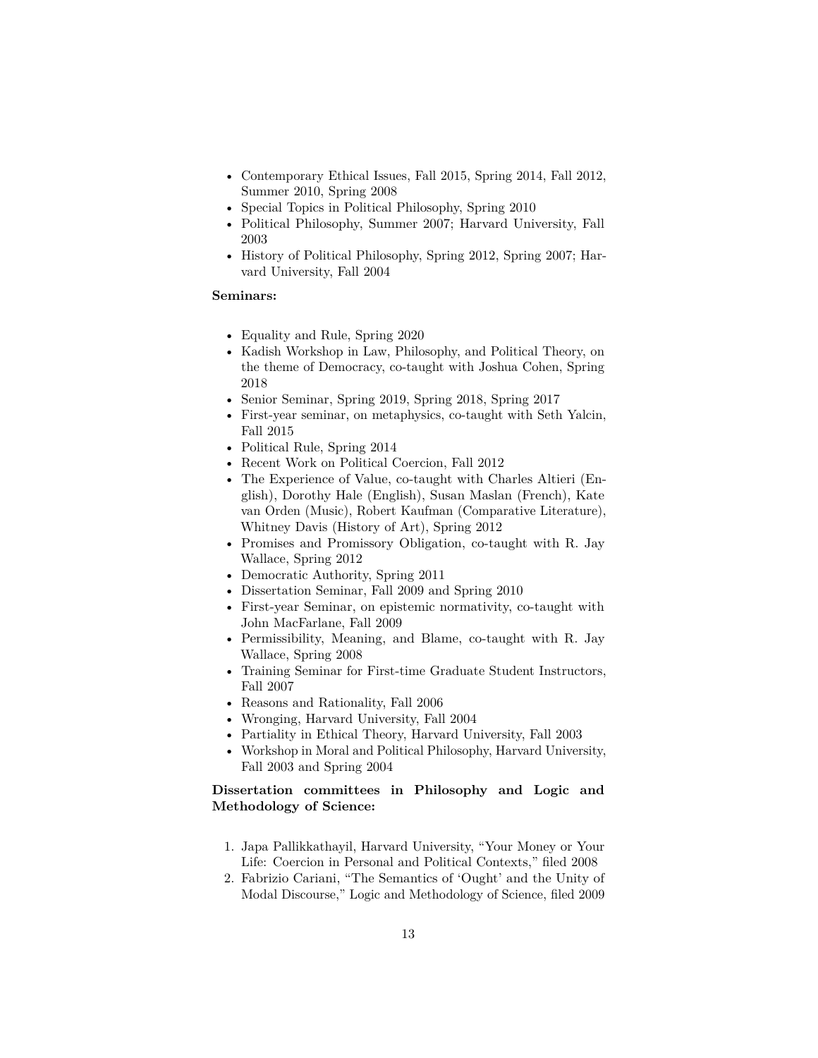- Contemporary Ethical Issues, Fall 2015, Spring 2014, Fall 2012, Summer 2010, Spring 2008
- Special Topics in Political Philosophy, Spring 2010
- Political Philosophy, Summer 2007; Harvard University, Fall 2003
- History of Political Philosophy, Spring 2012, Spring 2007; Harvard University, Fall 2004

**Seminars:**

- Equality and Rule, Spring 2020
- Kadish Workshop in Law, Philosophy, and Political Theory, on the theme of Democracy, co-taught with Joshua Cohen, Spring 2018
- Senior Seminar, Spring 2019, Spring 2018, Spring 2017
- First-year seminar, on metaphysics, co-taught with Seth Yalcin, Fall 2015
- Political Rule, Spring 2014
- Recent Work on Political Coercion, Fall 2012
- The Experience of Value, co-taught with Charles Altieri (English), Dorothy Hale (English), Susan Maslan (French), Kate van Orden (Music), Robert Kaufman (Comparative Literature), Whitney Davis (History of Art), Spring 2012
- Promises and Promissory Obligation, co-taught with R. Jay Wallace, Spring 2012
- Democratic Authority, Spring 2011
- Dissertation Seminar, Fall 2009 and Spring 2010
- First-year Seminar, on epistemic normativity, co-taught with John MacFarlane, Fall 2009
- Permissibility, Meaning, and Blame, co-taught with R. Jay Wallace, Spring 2008
- Training Seminar for First-time Graduate Student Instructors, Fall 2007
- Reasons and Rationality, Fall 2006
- Wronging, Harvard University, Fall 2004
- Partiality in Ethical Theory, Harvard University, Fall 2003
- Workshop in Moral and Political Philosophy, Harvard University, Fall 2003 and Spring 2004

**Dissertation committees in Philosophy and Logic and Methodology of Science:**

1. Japa Pallikkathayil, Harvard University, "Your Money or Your Life: Coercion in Personal and Political Contexts," filed 2008
2. Fabrizio Cariani, "The Semantics of 'Ought' and the Unity of Modal Discourse," Logic and Methodology of Science, filed 2009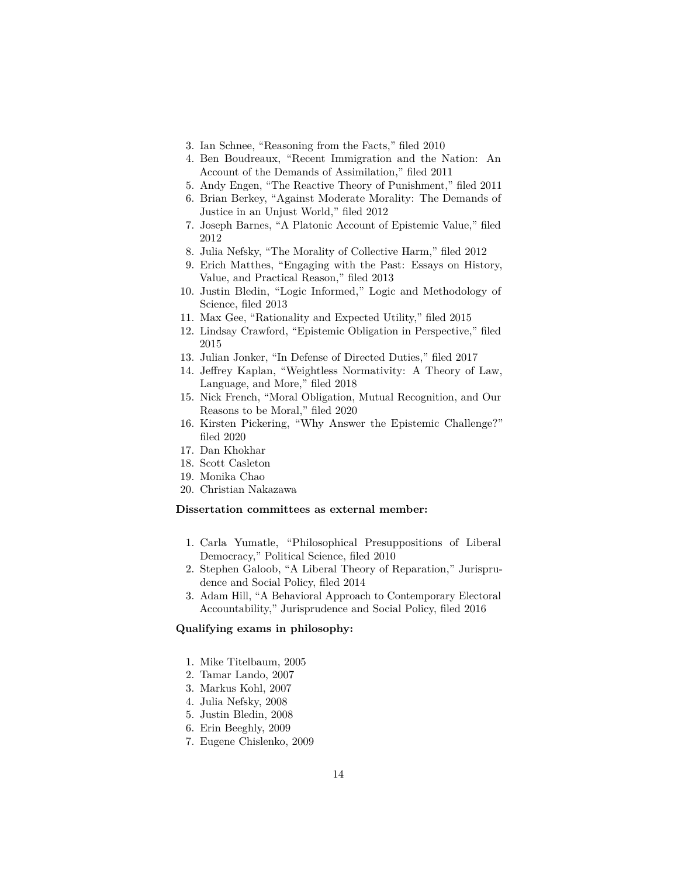3. Ian Schnee, "Reasoning from the Facts," filed 2010
4. Ben Boudreaux, "Recent Immigration and the Nation: An Account of the Demands of Assimilation," filed 2011
5. Andy Engen, "The Reactive Theory of Punishment," filed 2011
6. Brian Berkey, "Against Moderate Morality: The Demands of Justice in an Unjust World," filed 2012
7. Joseph Barnes, "A Platonic Account of Epistemic Value," filed 2012
8. Julia Nefsky, "The Morality of Collective Harm," filed 2012
9. Erich Matthes, "Engaging with the Past: Essays on History, Value, and Practical Reason," filed 2013
10. Justin Bledin, "Logic Informed," Logic and Methodology of Science, filed 2013
11. Max Gee, "Rationality and Expected Utility," filed 2015
12. Lindsay Crawford, "Epistemic Obligation in Perspective," filed 2015
13. Julian Jonker, "In Defense of Directed Duties," filed 2017
14. Jeffrey Kaplan, "Weightless Normativity: A Theory of Law, Language, and More," filed 2018
15. Nick French, "Moral Obligation, Mutual Recognition, and Our Reasons to be Moral," filed 2020
16. Kirsten Pickering, "Why Answer the Epistemic Challenge?" filed 2020
17. Dan Khokhar
18. Scott Casleton
19. Monika Chao
20. Christian Nakazawa

**Dissertation committees as external member:**

1. Carla Yumatle, "Philosophical Presuppositions of Liberal Democracy," Political Science, filed 2010
2. Stephen Galoob, "A Liberal Theory of Reparation," Jurisprudence and Social Policy, filed 2014
3. Adam Hill, "A Behavioral Approach to Contemporary Electoral Accountability," Jurisprudence and Social Policy, filed 2016

**Qualifying exams in philosophy:**

1. Mike Titelbaum, 2005
2. Tamar Lando, 2007
3. Markus Kohl, 2007
4. Julia Nefsky, 2008
5. Justin Bledin, 2008
6. Erin Beeghly, 2009
7. Eugene Chislenko, 2009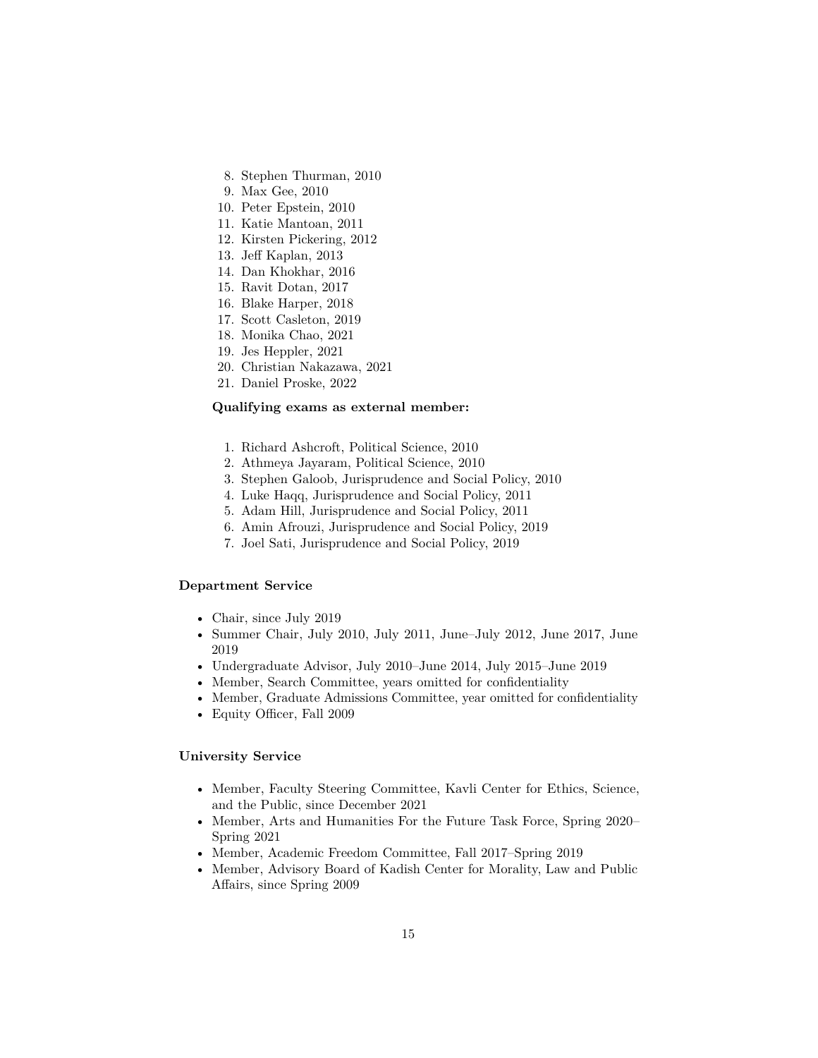8. Stephen Thurman, 2010
9. Max Gee, 2010
10. Peter Epstein, 2010
11. Katie Mantoan, 2011
12. Kirsten Pickering, 2012
13. Jeff Kaplan, 2013
14. Dan Khokhar, 2016
15. Ravit Dotan, 2017
16. Blake Harper, 2018
17. Scott Casleton, 2019
18. Monika Chao, 2021
19. Jes Heppler, 2021
20. Christian Nakazawa, 2021
21. Daniel Proske, 2022

**Qualifying exams as external member:**

1. Richard Ashcroft, Political Science, 2010
2. Athmeya Jayaram, Political Science, 2010
3. Stephen Galoob, Jurisprudence and Social Policy, 2010
4. Luke Haqq, Jurisprudence and Social Policy, 2011
5. Adam Hill, Jurisprudence and Social Policy, 2011
6. Amin Afrouzi, Jurisprudence and Social Policy, 2019
7. Joel Sati, Jurisprudence and Social Policy, 2019

### Department Service

- Chair, since July 2019
- Summer Chair, July 2010, July 2011, June–July 2012, June 2017, June 2019
- Undergraduate Advisor, July 2010–June 2014, July 2015–June 2019
- Member, Search Committee, years omitted for confidentiality
- Member, Graduate Admissions Committee, year omitted for confidentiality
- Equity Officer, Fall 2009

### University Service

- Member, Faculty Steering Committee, Kavli Center for Ethics, Science, and the Public, since December 2021
- Member, Arts and Humanities For the Future Task Force, Spring 2020–Spring 2021
- Member, Academic Freedom Committee, Fall 2017–Spring 2019
- Member, Advisory Board of Kadish Center for Morality, Law and Public Affairs, since Spring 2009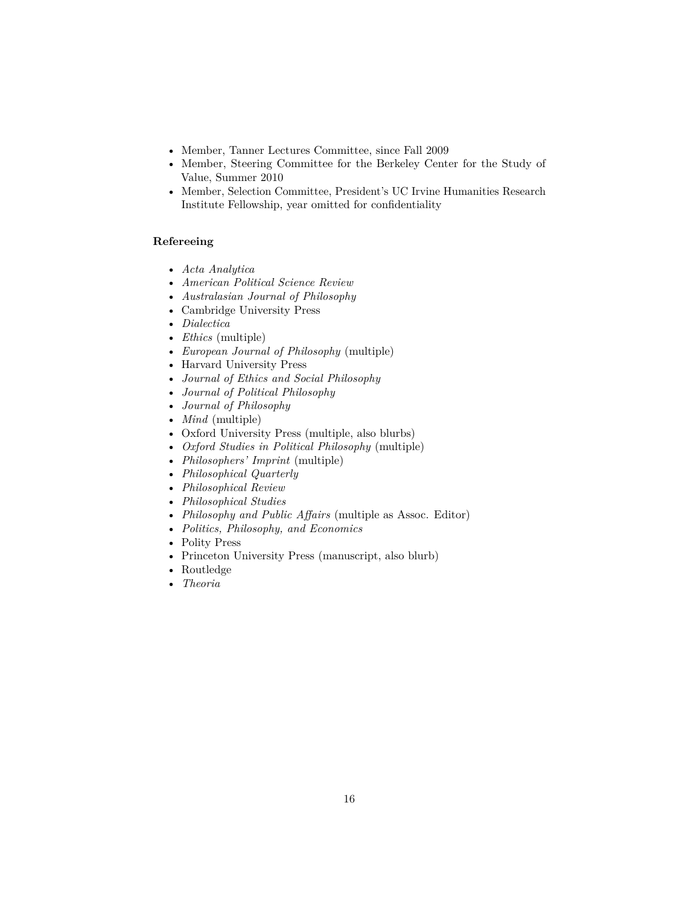- Member, Tanner Lectures Committee, since Fall 2009
- Member, Steering Committee for the Berkeley Center for the Study of Value, Summer 2010
- Member, Selection Committee, President's UC Irvine Humanities Research Institute Fellowship, year omitted for confidentiality

**Refereeing**

- *Acta Analytica*
- *American Political Science Review*
- *Australasian Journal of Philosophy*
- Cambridge University Press
- *Dialectica*
- *Ethics* (multiple)
- *European Journal of Philosophy* (multiple)
- Harvard University Press
- *Journal of Ethics and Social Philosophy*
- *Journal of Political Philosophy*
- *Journal of Philosophy*
- *Mind* (multiple)
- Oxford University Press (multiple, also blurbs)
- *Oxford Studies in Political Philosophy* (multiple)
- *Philosophers' Imprint* (multiple)
- *Philosophical Quarterly*
- *Philosophical Review*
- *Philosophical Studies*
- *Philosophy and Public Affairs* (multiple as Assoc. Editor)
- *Politics, Philosophy, and Economics*
- Polity Press
- Princeton University Press (manuscript, also blurb)
- Routledge
- *Theoria*